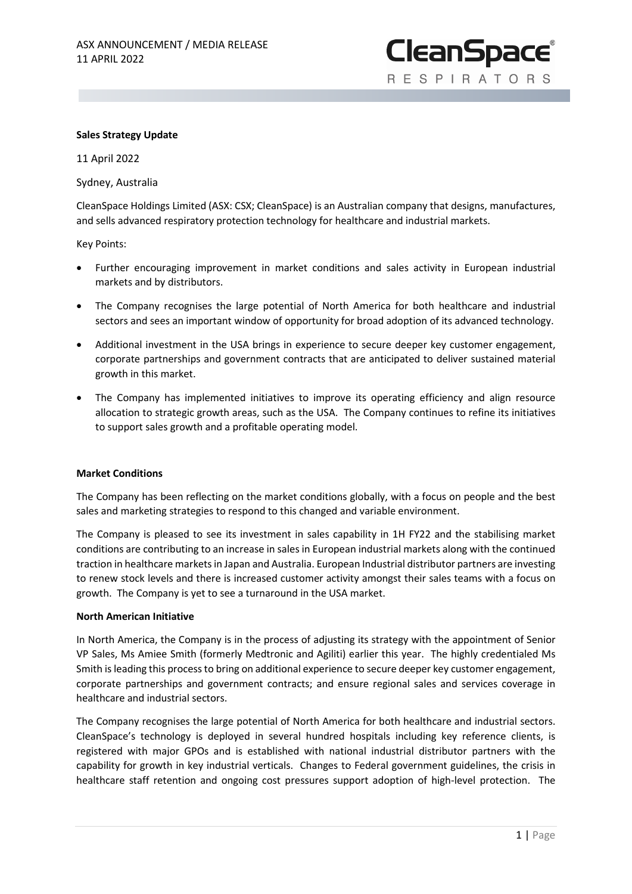ASX ANNOUNCEMENT / MEDIA RELEASE
11 APRIL 2022

**Sales Strategy Update**

11 April 2022

Sydney, Australia

CleanSpace Holdings Limited (ASX: CSX; CleanSpace) is an Australian company that designs, manufactures, and sells advanced respiratory protection technology for healthcare and industrial markets.

Key Points:

- Further encouraging improvement in market conditions and sales activity in European industrial markets and by distributors.
- The Company recognises the large potential of North America for both healthcare and industrial sectors and sees an important window of opportunity for broad adoption of its advanced technology.
- Additional investment in the USA brings in experience to secure deeper key customer engagement, corporate partnerships and government contracts that are anticipated to deliver sustained material growth in this market.
- The Company has implemented initiatives to improve its operating efficiency and align resource allocation to strategic growth areas, such as the USA. The Company continues to refine its initiatives to support sales growth and a profitable operating model.

**Market Conditions**

The Company has been reflecting on the market conditions globally, with a focus on people and the best sales and marketing strategies to respond to this changed and variable environment.

The Company is pleased to see its investment in sales capability in 1H FY22 and the stabilising market conditions are contributing to an increase in sales in European industrial markets along with the continued traction in healthcare markets in Japan and Australia. European Industrial distributor partners are investing to renew stock levels and there is increased customer activity amongst their sales teams with a focus on growth. The Company is yet to see a turnaround in the USA market.

**North American Initiative**

In North America, the Company is in the process of adjusting its strategy with the appointment of Senior VP Sales, Ms Amiee Smith (formerly Medtronic and Agiliti) earlier this year. The highly credentialed Ms Smith is leading this process to bring on additional experience to secure deeper key customer engagement, corporate partnerships and government contracts; and ensure regional sales and services coverage in healthcare and industrial sectors.

The Company recognises the large potential of North America for both healthcare and industrial sectors. CleanSpace's technology is deployed in several hundred hospitals including key reference clients, is registered with major GPOs and is established with national industrial distributor partners with the capability for growth in key industrial verticals. Changes to Federal government guidelines, the crisis in healthcare staff retention and ongoing cost pressures support adoption of high-level protection. The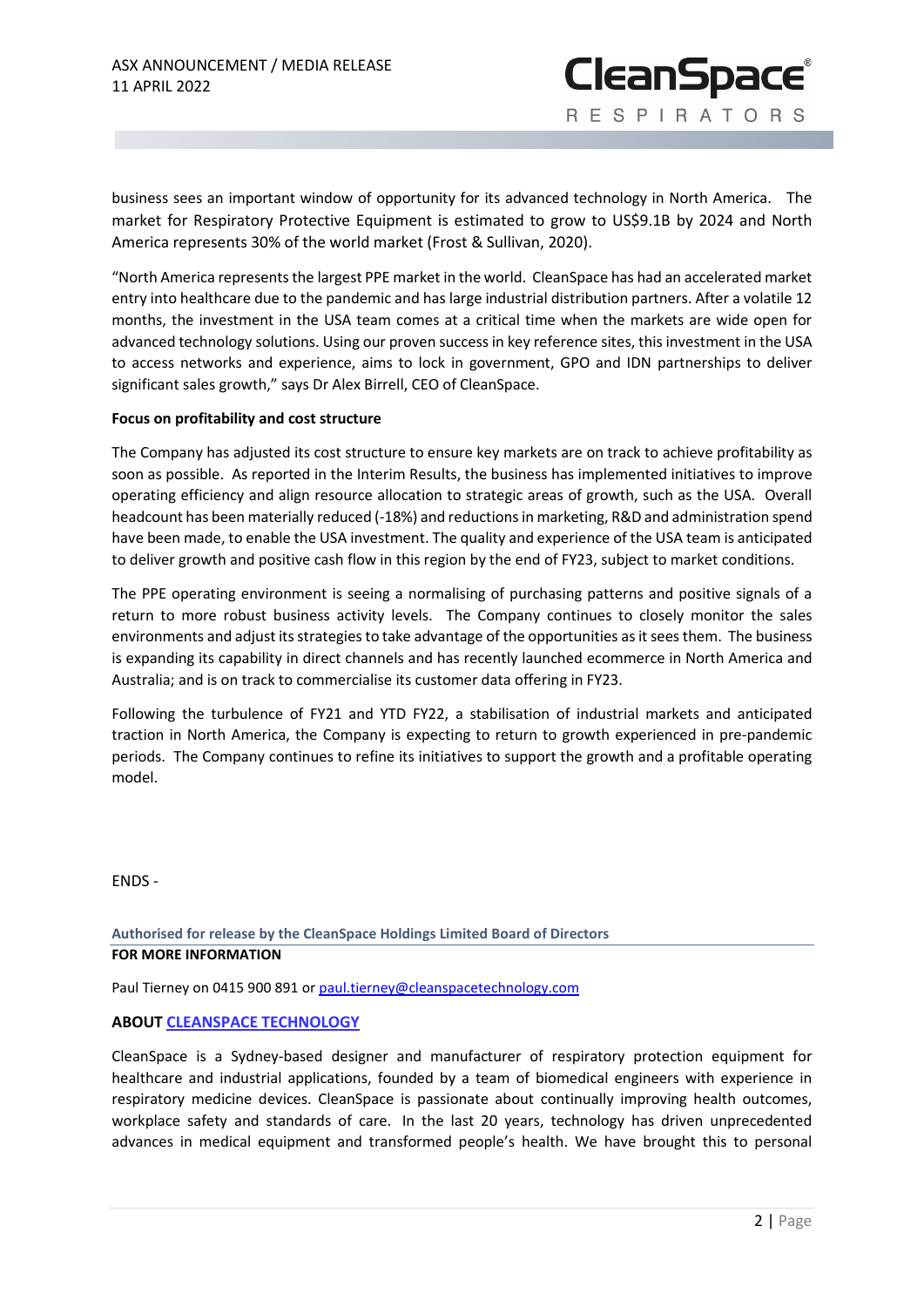business sees an important window of opportunity for its advanced technology in North America. The market for Respiratory Protective Equipment is estimated to grow to US$9.1B by 2024 and North America represents 30% of the world market (Frost & Sullivan, 2020).

"North America represents the largest PPE market in the world. CleanSpace has had an accelerated market entry into healthcare due to the pandemic and has large industrial distribution partners. After a volatile 12 months, the investment in the USA team comes at a critical time when the markets are wide open for advanced technology solutions. Using our proven success in key reference sites, this investment in the USA to access networks and experience, aims to lock in government, GPO and IDN partnerships to deliver significant sales growth," says Dr Alex Birrell, CEO of CleanSpace.

**Focus on profitability and cost structure**

The Company has adjusted its cost structure to ensure key markets are on track to achieve profitability as soon as possible. As reported in the Interim Results, the business has implemented initiatives to improve operating efficiency and align resource allocation to strategic areas of growth, such as the USA. Overall headcount has been materially reduced (-18%) and reductions in marketing, R&D and administration spend have been made, to enable the USA investment. The quality and experience of the USA team is anticipated to deliver growth and positive cash flow in this region by the end of FY23, subject to market conditions.

The PPE operating environment is seeing a normalising of purchasing patterns and positive signals of a return to more robust business activity levels. The Company continues to closely monitor the sales environments and adjust its strategies to take advantage of the opportunities as it sees them. The business is expanding its capability in direct channels and has recently launched ecommerce in North America and Australia; and is on track to commercialise its customer data offering in FY23.

Following the turbulence of FY21 and YTD FY22, a stabilisation of industrial markets and anticipated traction in North America, the Company is expecting to return to growth experienced in pre-pandemic periods. The Company continues to refine its initiatives to support the growth and a profitable operating model.

ENDS -

**Authorised for release by the CleanSpace Holdings Limited Board of Directors**

**FOR MORE INFORMATION**

Paul Tierney on 0415 900 891 or paul.tierney@cleanspacetechnology.com

**ABOUT CLEANSPACE TECHNOLOGY**

CleanSpace is a Sydney-based designer and manufacturer of respiratory protection equipment for healthcare and industrial applications, founded by a team of biomedical engineers with experience in respiratory medicine devices. CleanSpace is passionate about continually improving health outcomes, workplace safety and standards of care. In the last 20 years, technology has driven unprecedented advances in medical equipment and transformed people's health. We have brought this to personal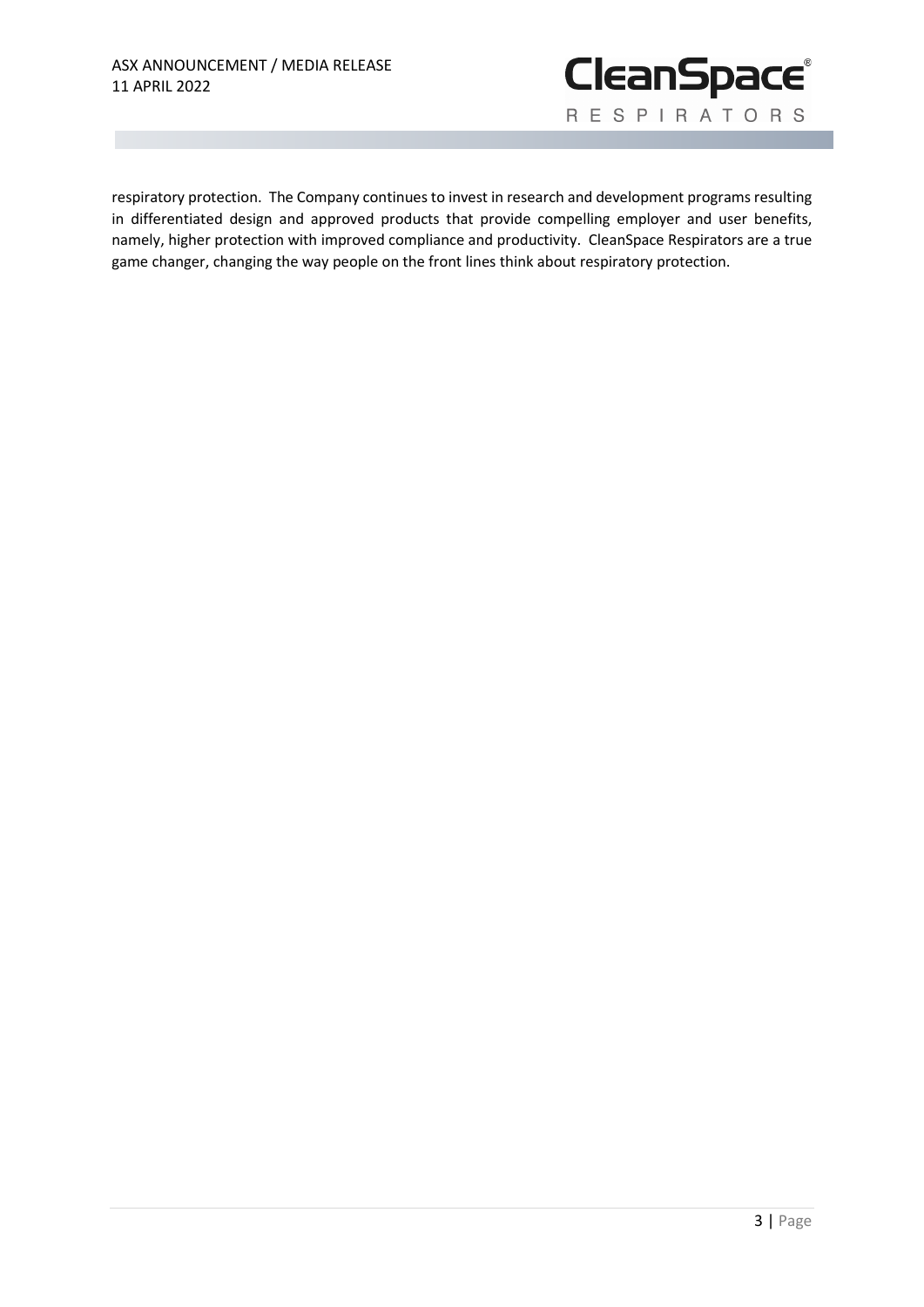respiratory protection. The Company continues to invest in research and development programs resulting in differentiated design and approved products that provide compelling employer and user benefits, namely, higher protection with improved compliance and productivity. CleanSpace Respirators are a true game changer, changing the way people on the front lines think about respiratory protection.